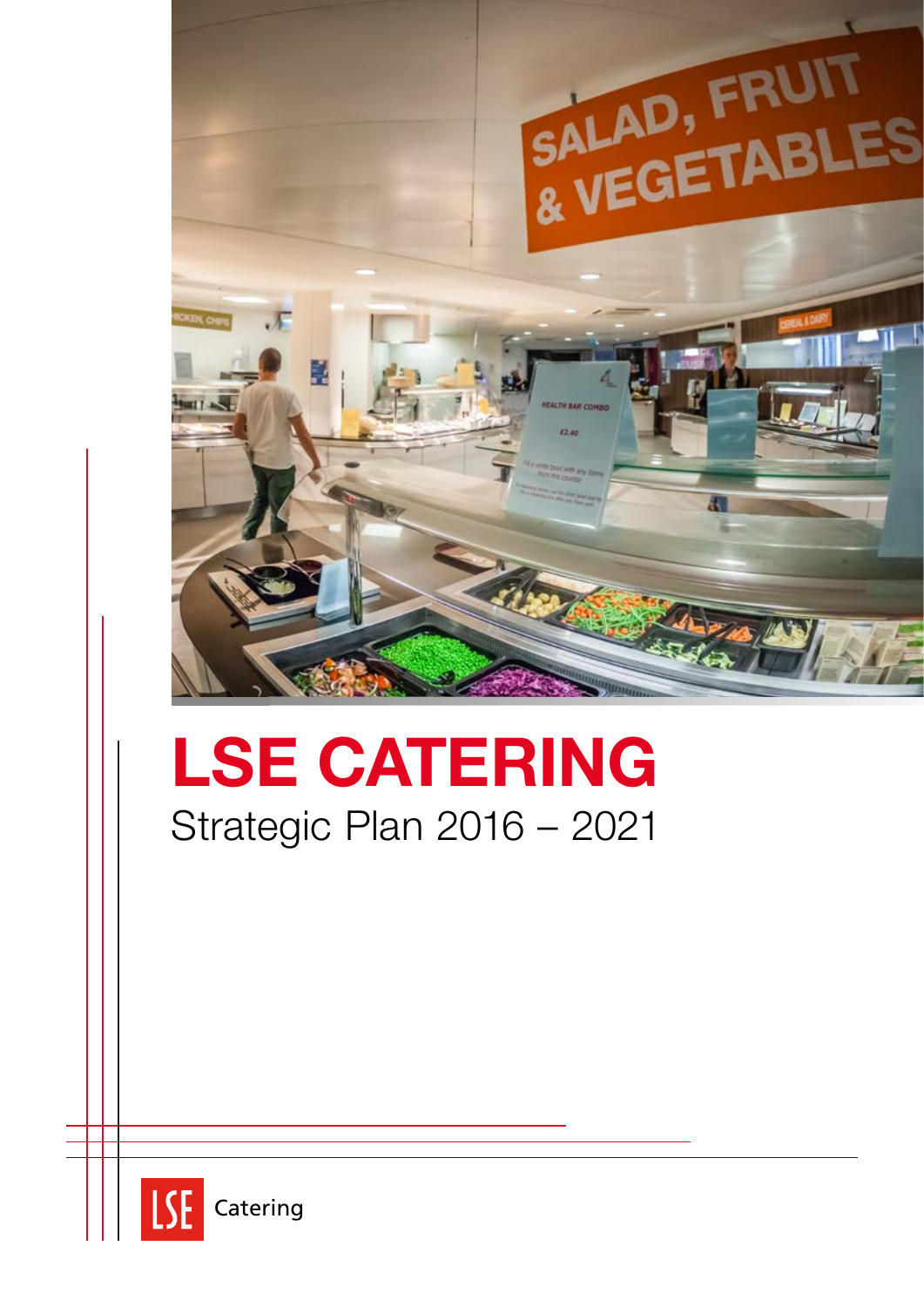# LSE CATERING

Strategic Plan 2016 – 2021

LSE Catering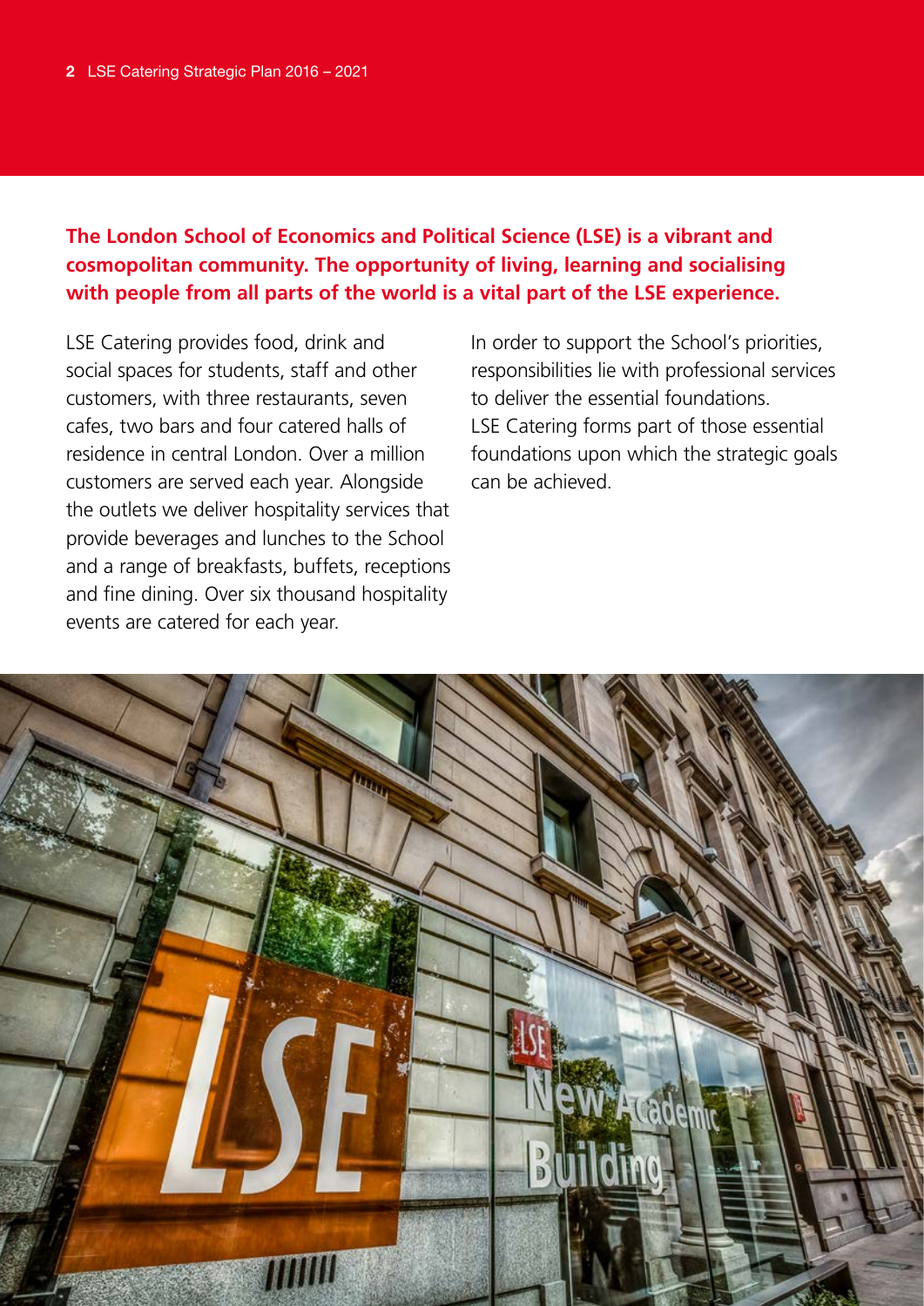**The London School of Economics and Political Science (LSE) is a vibrant and cosmopolitan community. The opportunity of living, learning and socialising with people from all parts of the world is a vital part of the LSE experience.**

LSE Catering provides food, drink and social spaces for students, staff and other customers, with three restaurants, seven cafes, two bars and four catered halls of residence in central London. Over a million customers are served each year. Alongside the outlets we deliver hospitality services that provide beverages and lunches to the School and a range of breakfasts, buffets, receptions and fine dining. Over six thousand hospitality events are catered for each year.

In order to support the School's priorities, responsibilities lie with professional services to deliver the essential foundations. LSE Catering forms part of those essential foundations upon which the strategic goals can be achieved.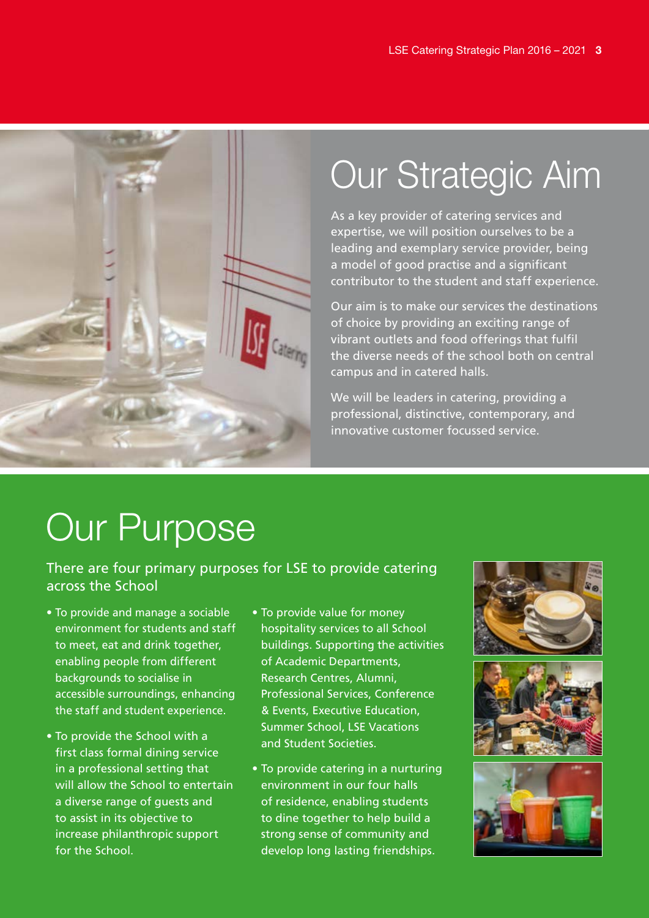# Our Strategic Aim

As a key provider of catering services and expertise, we will position ourselves to be a leading and exemplary service provider, being a model of good practise and a significant contributor to the student and staff experience.

Our aim is to make our services the destinations of choice by providing an exciting range of vibrant outlets and food offerings that fulfil the diverse needs of the school both on central campus and in catered halls.

We will be leaders in catering, providing a professional, distinctive, contemporary, and innovative customer focussed service.

# Our Purpose

There are four primary purposes for LSE to provide catering across the School

- To provide and manage a sociable environment for students and staff to meet, eat and drink together, enabling people from different backgrounds to socialise in accessible surroundings, enhancing the staff and student experience.
- To provide the School with a first class formal dining service in a professional setting that will allow the School to entertain a diverse range of guests and to assist in its objective to increase philanthropic support for the School.
- To provide value for money hospitality services to all School buildings. Supporting the activities of Academic Departments, Research Centres, Alumni, Professional Services, Conference & Events, Executive Education, Summer School, LSE Vacations and Student Societies.
- To provide catering in a nurturing environment in our four halls of residence, enabling students to dine together to help build a strong sense of community and develop long lasting friendships.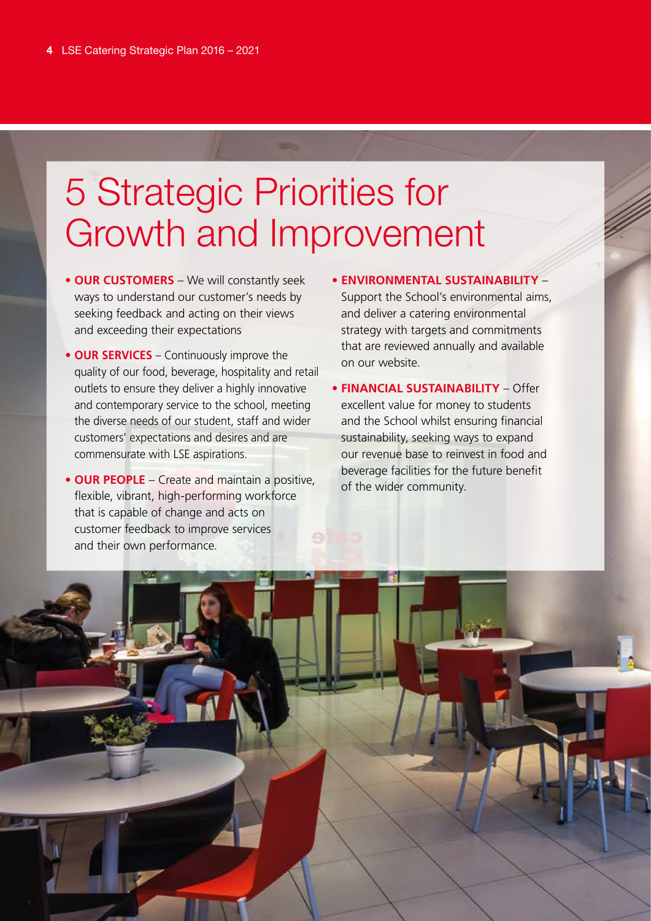# 5 Strategic Priorities for Growth and Improvement

- **OUR CUSTOMERS** – We will constantly seek ways to understand our customer's needs by seeking feedback and acting on their views and exceeding their expectations
- **OUR SERVICES** – Continuously improve the quality of our food, beverage, hospitality and retail outlets to ensure they deliver a highly innovative and contemporary service to the school, meeting the diverse needs of our student, staff and wider customers' expectations and desires and are commensurate with LSE aspirations.
- **OUR PEOPLE** – Create and maintain a positive, flexible, vibrant, high-performing workforce that is capable of change and acts on customer feedback to improve services and their own performance.
- **ENVIRONMENTAL SUSTAINABILITY** – Support the School's environmental aims, and deliver a catering environmental strategy with targets and commitments that are reviewed annually and available on our website.
- **FINANCIAL SUSTAINABILITY** – Offer excellent value for money to students and the School whilst ensuring financial sustainability, seeking ways to expand our revenue base to reinvest in food and beverage facilities for the future benefit of the wider community.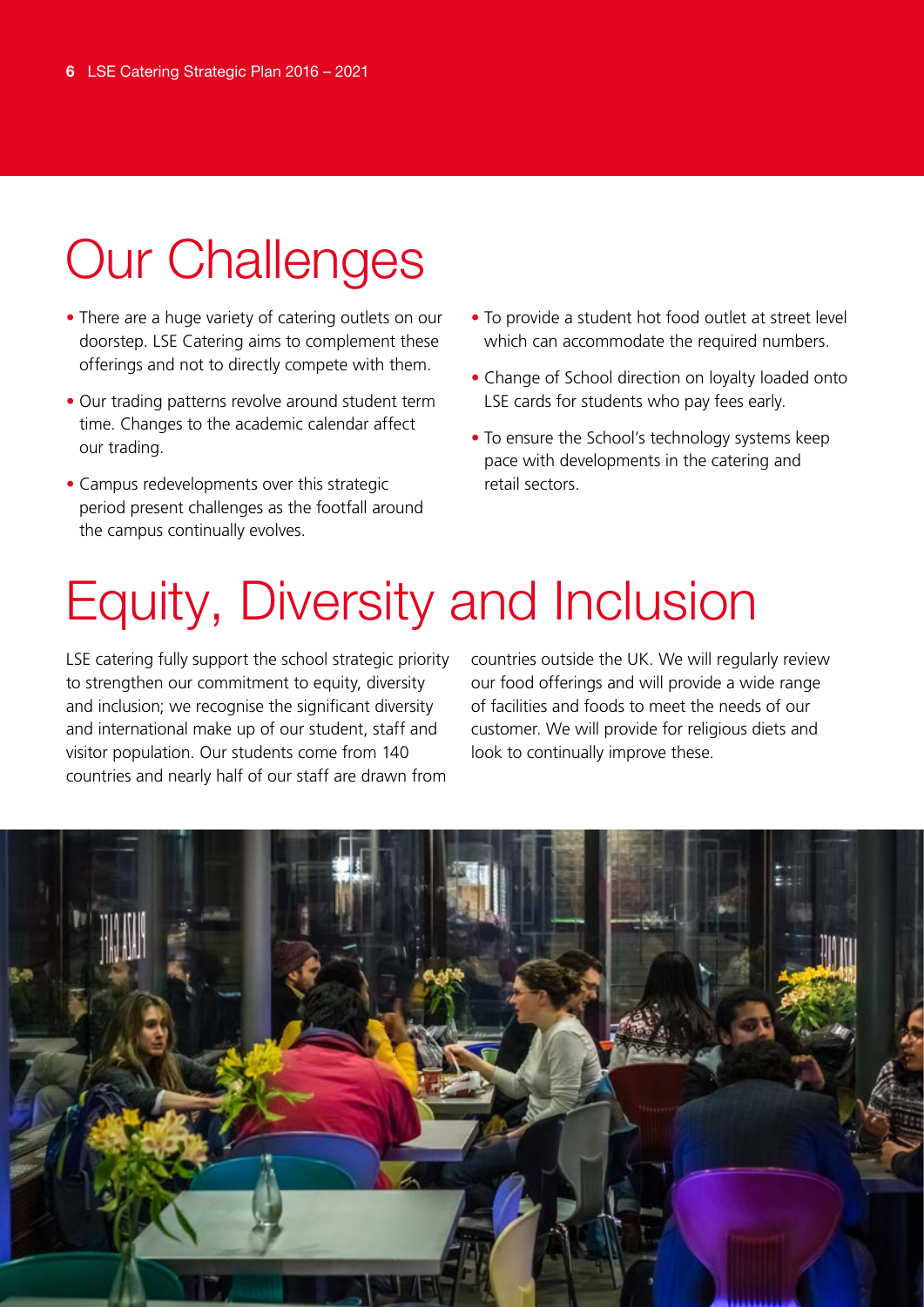# Our Challenges

- There are a huge variety of catering outlets on our doorstep. LSE Catering aims to complement these offerings and not to directly compete with them.
- Our trading patterns revolve around student term time. Changes to the academic calendar affect our trading.
- Campus redevelopments over this strategic period present challenges as the footfall around the campus continually evolves.
- To provide a student hot food outlet at street level which can accommodate the required numbers.
- Change of School direction on loyalty loaded onto LSE cards for students who pay fees early.
- To ensure the School's technology systems keep pace with developments in the catering and retail sectors.

# Equity, Diversity and Inclusion

LSE catering fully support the school strategic priority to strengthen our commitment to equity, diversity and inclusion; we recognise the significant diversity and international make up of our student, staff and visitor population. Our students come from 140 countries and nearly half of our staff are drawn from countries outside the UK. We will regularly review our food offerings and will provide a wide range of facilities and foods to meet the needs of our customer. We will provide for religious diets and look to continually improve these.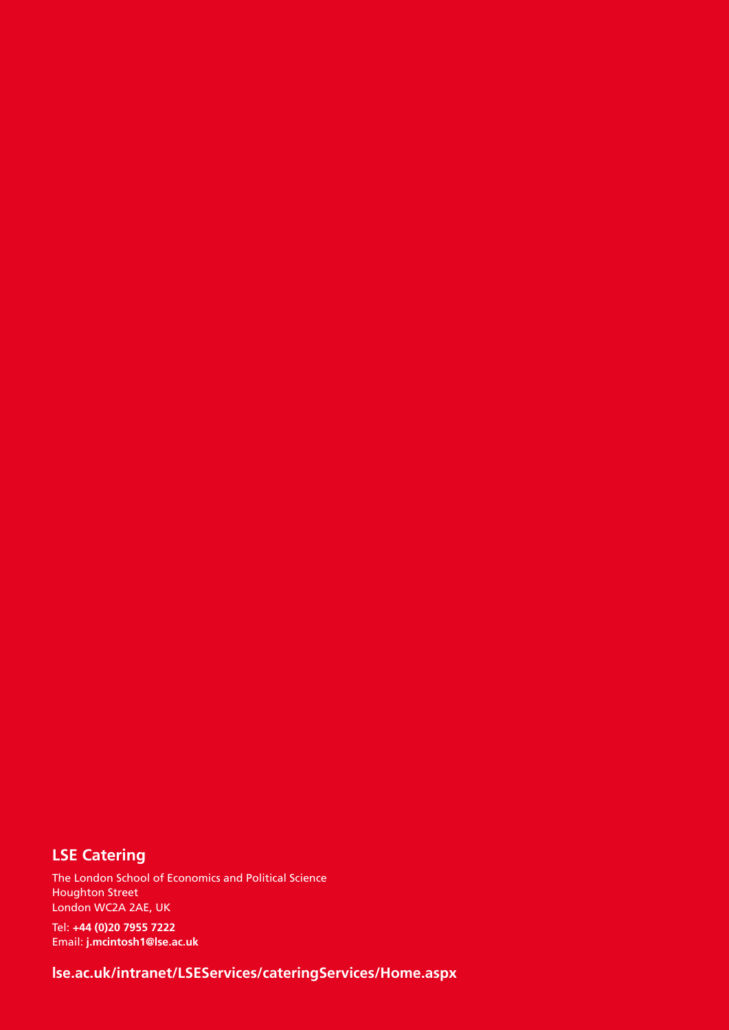## LSE Catering

The London School of Economics and Political Science
Houghton Street
London WC2A 2AE, UK

Tel: **+44 (0)20 7955 7222**
Email: **j.mcintosh1@lse.ac.uk**

**lse.ac.uk/intranet/LSEServices/cateringServices/Home.aspx**